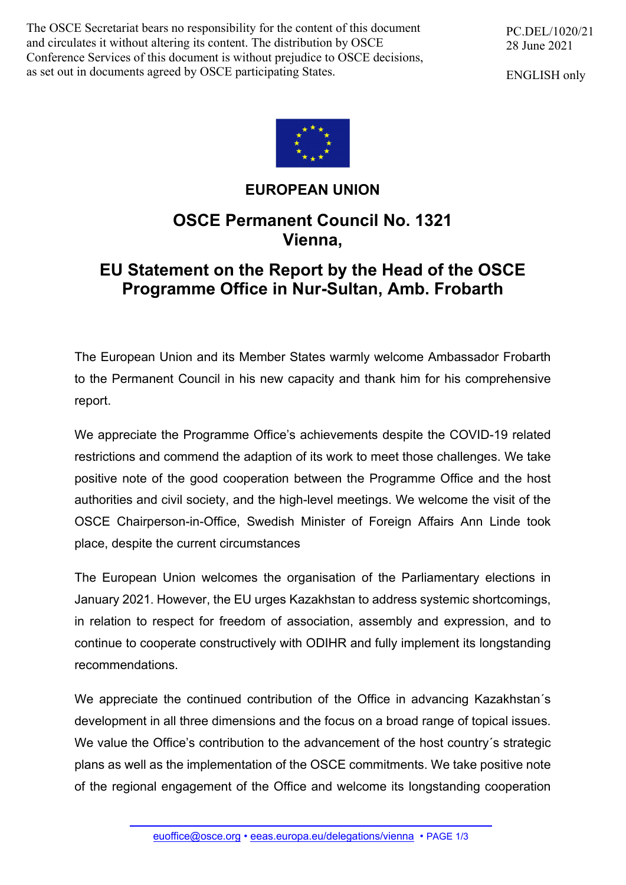The OSCE Secretariat bears no responsibility for the content of this document and circulates it without altering its content. The distribution by OSCE Conference Services of this document is without prejudice to OSCE decisions, as set out in documents agreed by OSCE participating States.

PC.DEL/1020/21
28 June 2021

ENGLISH only

**EUROPEAN UNION**

## OSCE Permanent Council No. 1321
## Vienna,

## EU Statement on the Report by the Head of the OSCE Programme Office in Nur-Sultan, Amb. Frobarth

The European Union and its Member States warmly welcome Ambassador Frobarth to the Permanent Council in his new capacity and thank him for his comprehensive report.

We appreciate the Programme Office's achievements despite the COVID-19 related restrictions and commend the adaption of its work to meet those challenges. We take positive note of the good cooperation between the Programme Office and the host authorities and civil society, and the high-level meetings. We welcome the visit of the OSCE Chairperson-in-Office, Swedish Minister of Foreign Affairs Ann Linde took place, despite the current circumstances

The European Union welcomes the organisation of the Parliamentary elections in January 2021. However, the EU urges Kazakhstan to address systemic shortcomings, in relation to respect for freedom of association, assembly and expression, and to continue to cooperate constructively with ODIHR and fully implement its longstanding recommendations.

We appreciate the continued contribution of the Office in advancing Kazakhstan´s development in all three dimensions and the focus on a broad range of topical issues. We value the Office's contribution to the advancement of the host country´s strategic plans as well as the implementation of the OSCE commitments. We take positive note of the regional engagement of the Office and welcome its longstanding cooperation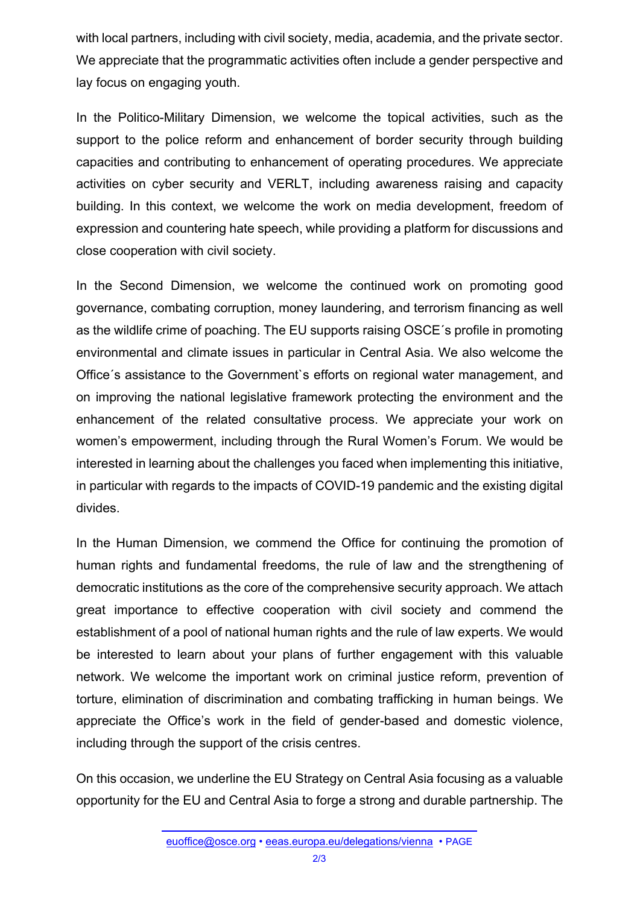with local partners, including with civil society, media, academia, and the private sector. We appreciate that the programmatic activities often include a gender perspective and lay focus on engaging youth.

In the Politico-Military Dimension, we welcome the topical activities, such as the support to the police reform and enhancement of border security through building capacities and contributing to enhancement of operating procedures. We appreciate activities on cyber security and VERLT, including awareness raising and capacity building. In this context, we welcome the work on media development, freedom of expression and countering hate speech, while providing a platform for discussions and close cooperation with civil society.

In the Second Dimension, we welcome the continued work on promoting good governance, combating corruption, money laundering, and terrorism financing as well as the wildlife crime of poaching. The EU supports raising OSCE´s profile in promoting environmental and climate issues in particular in Central Asia. We also welcome the Office´s assistance to the Government`s efforts on regional water management, and on improving the national legislative framework protecting the environment and the enhancement of the related consultative process. We appreciate your work on women's empowerment, including through the Rural Women's Forum. We would be interested in learning about the challenges you faced when implementing this initiative, in particular with regards to the impacts of COVID-19 pandemic and the existing digital divides.

In the Human Dimension, we commend the Office for continuing the promotion of human rights and fundamental freedoms, the rule of law and the strengthening of democratic institutions as the core of the comprehensive security approach. We attach great importance to effective cooperation with civil society and commend the establishment of a pool of national human rights and the rule of law experts. We would be interested to learn about your plans of further engagement with this valuable network. We welcome the important work on criminal justice reform, prevention of torture, elimination of discrimination and combating trafficking in human beings. We appreciate the Office's work in the field of gender-based and domestic violence, including through the support of the crisis centres.

On this occasion, we underline the EU Strategy on Central Asia focusing as a valuable opportunity for the EU and Central Asia to forge a strong and durable partnership. The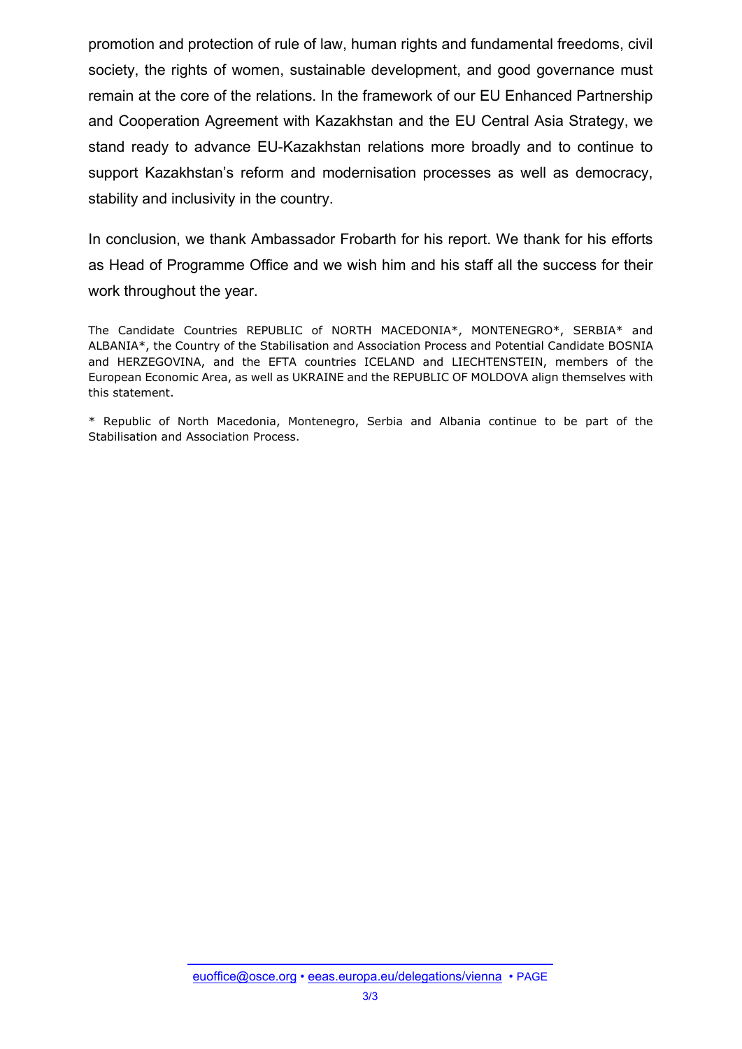promotion and protection of rule of law, human rights and fundamental freedoms, civil society, the rights of women, sustainable development, and good governance must remain at the core of the relations. In the framework of our EU Enhanced Partnership and Cooperation Agreement with Kazakhstan and the EU Central Asia Strategy, we stand ready to advance EU-Kazakhstan relations more broadly and to continue to support Kazakhstan's reform and modernisation processes as well as democracy, stability and inclusivity in the country.

In conclusion, we thank Ambassador Frobarth for his report. We thank for his efforts as Head of Programme Office and we wish him and his staff all the success for their work throughout the year.

The Candidate Countries REPUBLIC of NORTH MACEDONIA*, MONTENEGRO*, SERBIA* and ALBANIA*, the Country of the Stabilisation and Association Process and Potential Candidate BOSNIA and HERZEGOVINA, and the EFTA countries ICELAND and LIECHTENSTEIN, members of the European Economic Area, as well as UKRAINE and the REPUBLIC OF MOLDOVA align themselves with this statement.

* Republic of North Macedonia, Montenegro, Serbia and Albania continue to be part of the Stabilisation and Association Process.